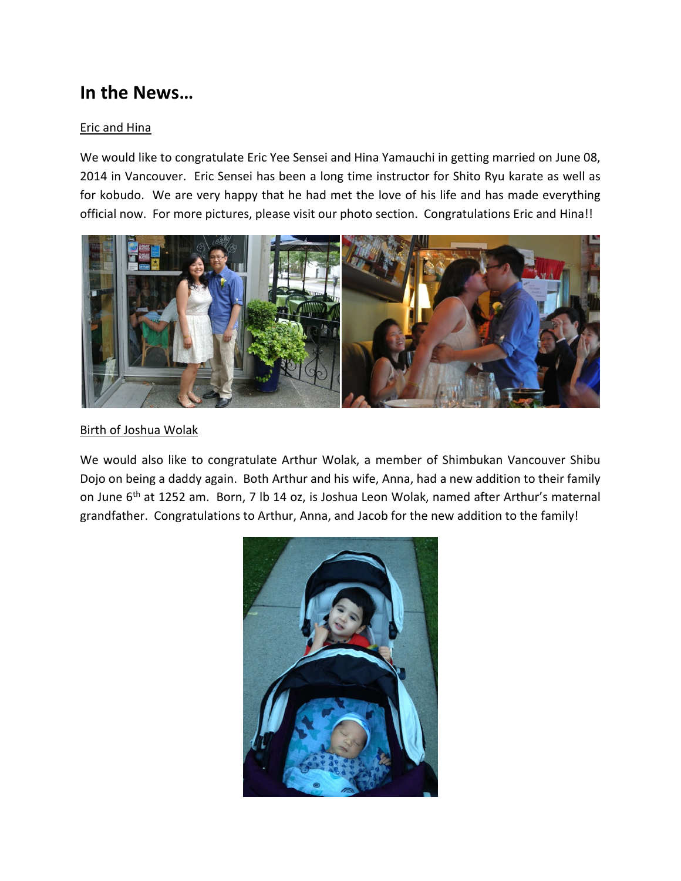# In the News…

Eric and Hina

We would like to congratulate Eric Yee Sensei and Hina Yamauchi in getting married on June 08, 2014 in Vancouver. Eric Sensei has been a long time instructor for Shito Ryu karate as well as for kobudo. We are very happy that he had met the love of his life and has made everything official now. For more pictures, please visit our photo section. Congratulations Eric and Hina!!

Birth of Joshua Wolak

We would also like to congratulate Arthur Wolak, a member of Shimbukan Vancouver Shibu Dojo on being a daddy again. Both Arthur and his wife, Anna, had a new addition to their family on June 6th at 1252 am. Born, 7 lb 14 oz, is Joshua Leon Wolak, named after Arthur's maternal grandfather. Congratulations to Arthur, Anna, and Jacob for the new addition to the family!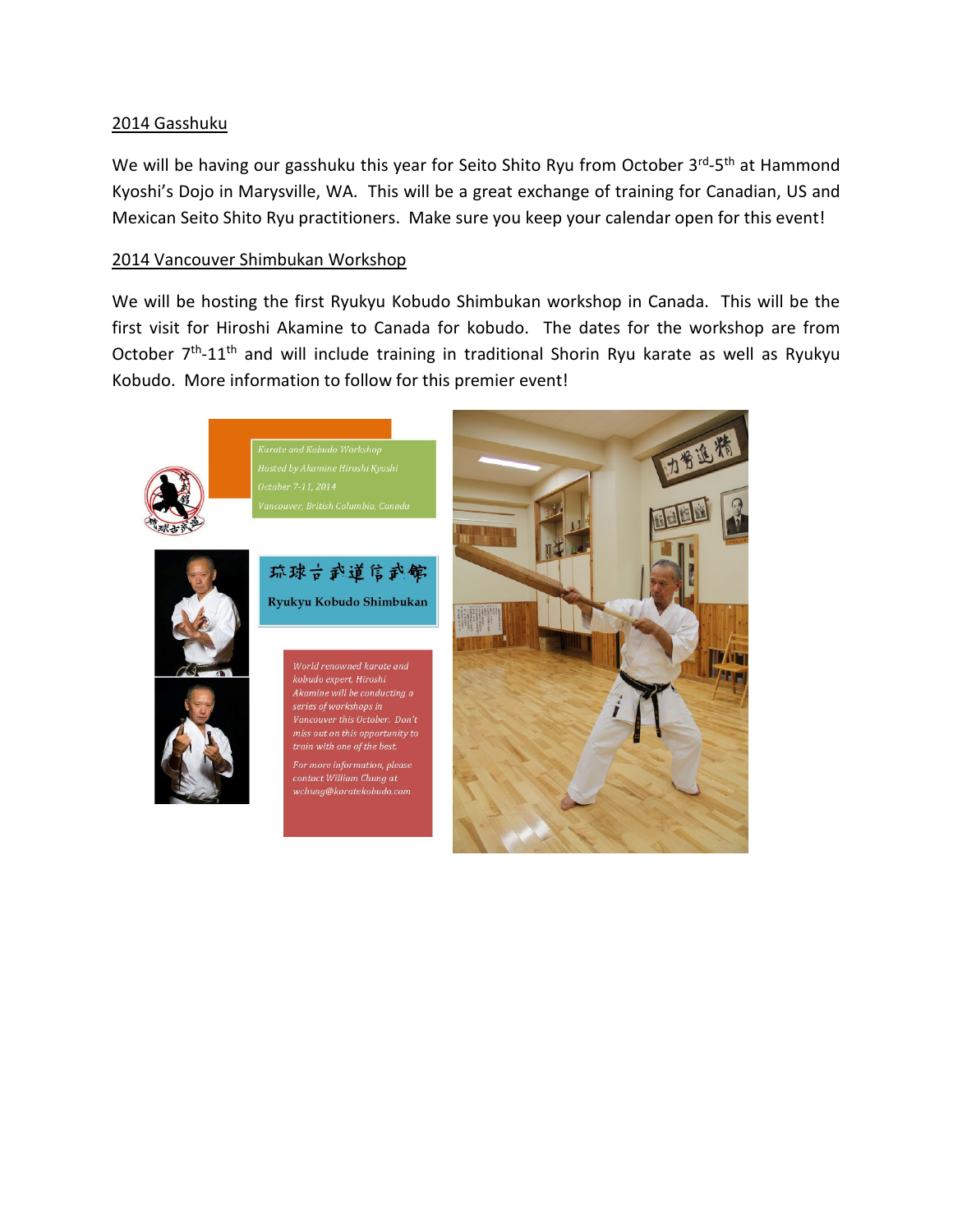## 2014 Gasshuku

We will be having our gasshuku this year for Seito Shito Ryu from October 3rd-5th at Hammond Kyoshi's Dojo in Marysville, WA. This will be a great exchange of training for Canadian, US and Mexican Seito Shito Ryu practitioners. Make sure you keep your calendar open for this event!

## 2014 Vancouver Shimbukan Workshop

We will be hosting the first Ryukyu Kobudo Shimbukan workshop in Canada. This will be the first visit for Hiroshi Akamine to Canada for kobudo. The dates for the workshop are from October 7th-11th and will include training in traditional Shorin Ryu karate as well as Ryukyu Kobudo. More information to follow for this premier event!

*Karate and Kobudo Workshop*
*Hosted by Akamine Hiroshi Kyoshi*
*October 7-11, 2014*
*Vancouver, British Columbia, Canada*

琉球古武道信武館

**Ryukyu Kobudo Shimbukan**

*World renowned karate and kobudo expert, Hiroshi Akamine will be conducting a series of workshops in Vancouver this October. Don't miss out on this opportunity to train with one of the best.*

*For more information, please contact William Chung at wchung@karatekobudo.com*